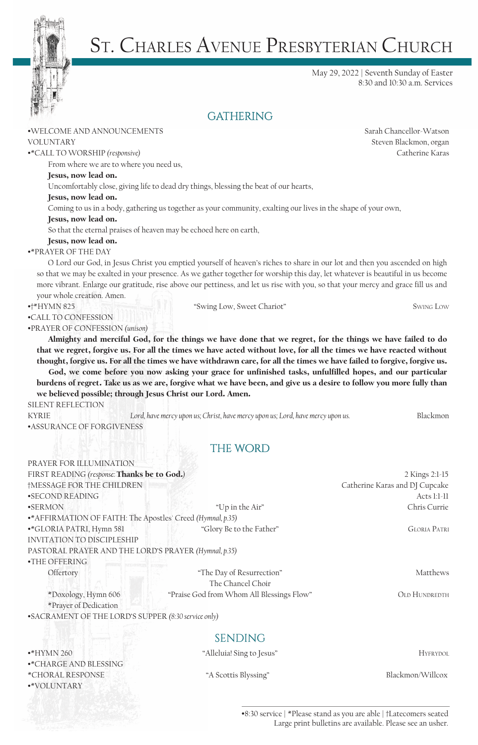# St. Charles Avenue Presbyterian Church

May 29, 2022 | Seventh Sunday of Easter
8:30 and 10:30 a.m. Services

## GATHERING

•WELCOME AND ANNOUNCEMENTS — Sarah Chancellor-Watson

VOLUNTARY — Steven Blackmon, organ

•*CALL TO WORSHIP *(responsive)* — Catherine Karas

From where we are to where you need us,
**Jesus, now lead on.**
Uncomfortably close, giving life to dead dry things, blessing the beat of our hearts,
**Jesus, now lead on.**
Coming to us in a body, gathering us together as your community, exalting our lives in the shape of your own,
**Jesus, now lead on.**
So that the eternal praises of heaven may be echoed here on earth,
**Jesus, now lead on.**

•*PRAYER OF THE DAY

O Lord our God, in Jesus Christ you emptied yourself of heaven's riches to share in our lot and then you ascended on high so that we may be exalted in your presence. As we gather together for worship this day, let whatever is beautiful in us become more vibrant. Enlarge our gratitude, rise above our pettiness, and let us rise with you, so that your mercy and grace fill us and your whole creation. Amen.

•†*HYMN 825 — "Swing Low, Sweet Chariot" — Swing Low

•CALL TO CONFESSION

•PRAYER OF CONFESSION *(unison)*

**Almighty and merciful God, for the things we have done that we regret, for the things we have failed to do that we regret, forgive us. For all the times we have acted without love, for all the times we have reacted without thought, forgive us. For all the times we have withdrawn care, for all the times we have failed to forgive, forgive us.**

**God, we come before you now asking your grace for unfinished tasks, unfulfilled hopes, and our particular burdens of regret. Take us as we are, forgive what we have been, and give us a desire to follow you more fully than we believed possible; through Jesus Christ our Lord. Amen.**

SILENT REFLECTION

KYRIE — *Lord, have mercy upon us; Christ, have mercy upon us; Lord, have mercy upon us.* — Blackmon

•ASSURANCE OF FORGIVENESS

## THE WORD

PRAYER FOR ILLUMINATION

FIRST READING *(response:* **Thanks be to God.***)* — 2 Kings 2:1-15

†MESSAGE FOR THE CHILDREN — Catherine Karas and DJ Cupcake

•SECOND READING — Acts 1:1-11

•SERMON — "Up in the Air" — Chris Currie

•*AFFIRMATION OF FAITH: The Apostles' Creed *(Hymnal, p.35)*

•*GLORIA PATRI, Hymn 581 — "Glory Be to the Father" — Gloria Patri

INVITATION TO DISCIPLESHIP

PASTORAL PRAYER AND THE LORD'S PRAYER *(Hymnal, p.35)*

•THE OFFERING

Offertory — "The Day of Resurrection" — Matthews
The Chancel Choir

*Doxology, Hymn 606 — "Praise God from Whom All Blessings Flow" — Old Hundredth

*Prayer of Dedication

•SACRAMENT OF THE LORD'S SUPPER *(8:30 service only)*

## SENDING

•*HYMN 260 — "Alleluia! Sing to Jesus" — Hyfrydol

•*CHARGE AND BLESSING

*CHORAL RESPONSE — "A Scottis Blyssing" — Blackmon/Willcox

•*VOLUNTARY

•8:30 service | *Please stand as you are able | †Latecomers seated
Large print bulletins are available. Please see an usher.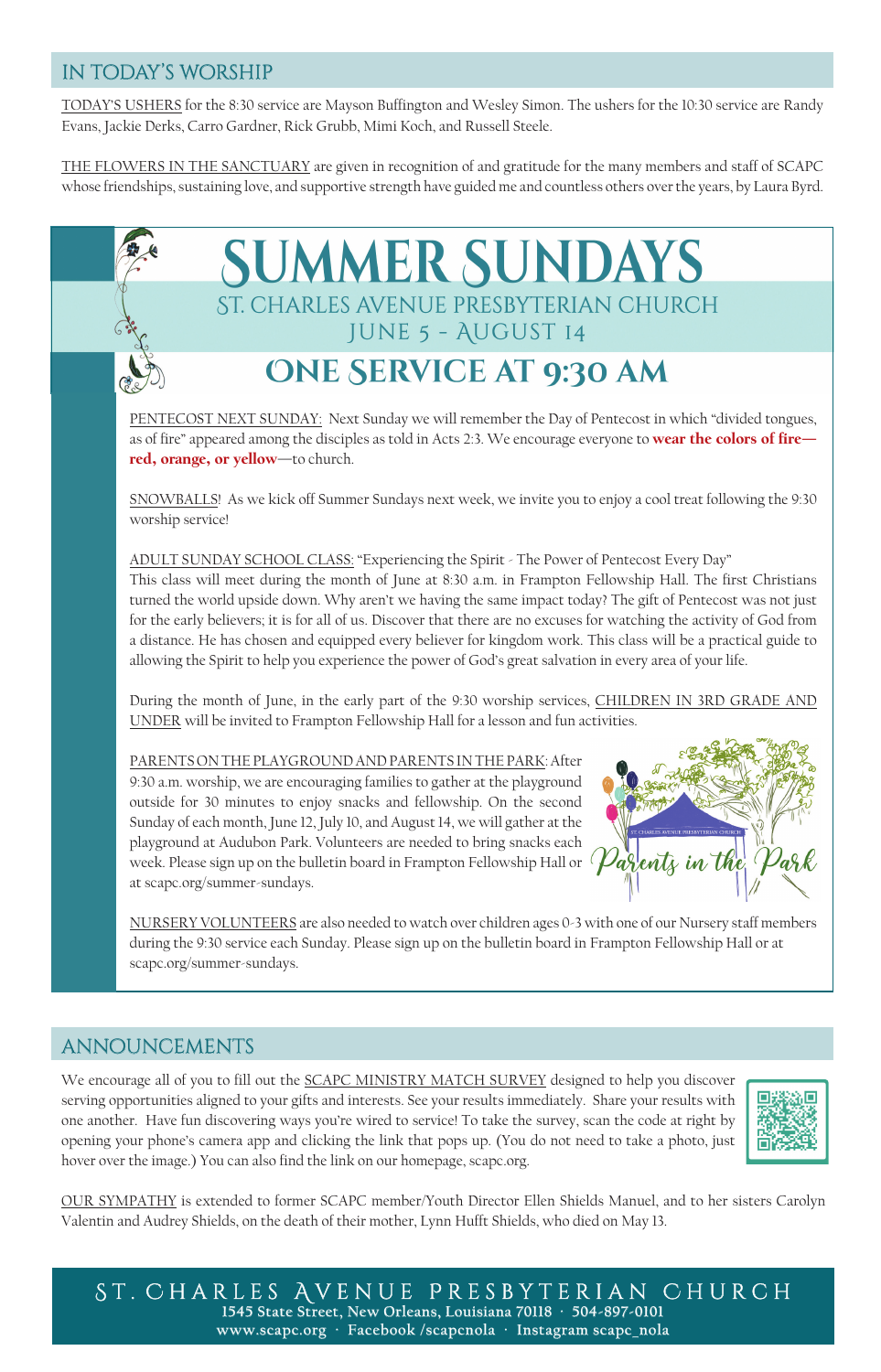## IN TODAY'S WORSHIP

TODAY'S USHERS for the 8:30 service are Mayson Buffington and Wesley Simon. The ushers for the 10:30 service are Randy Evans, Jackie Derks, Carro Gardner, Rick Grubb, Mimi Koch, and Russell Steele.

THE FLOWERS IN THE SANCTUARY are given in recognition of and gratitude for the many members and staff of SCAPC whose friendships, sustaining love, and supportive strength have guided me and countless others over the years, by Laura Byrd.

# SUMMER SUNDAYS

## ST. CHARLES AVENUE PRESBYTERIAN CHURCH

## JUNE 5 - AUGUST 14

## ONE SERVICE AT 9:30 AM

PENTECOST NEXT SUNDAY: Next Sunday we will remember the Day of Pentecost in which "divided tongues, as of fire" appeared among the disciples as told in Acts 2:3. We encourage everyone to **wear the colors of fire—red, orange, or yellow**—to church.

SNOWBALLS! As we kick off Summer Sundays next week, we invite you to enjoy a cool treat following the 9:30 worship service!

ADULT SUNDAY SCHOOL CLASS: "Experiencing the Spirit - The Power of Pentecost Every Day"
This class will meet during the month of June at 8:30 a.m. in Frampton Fellowship Hall. The first Christians turned the world upside down. Why aren't we having the same impact today? The gift of Pentecost was not just for the early believers; it is for all of us. Discover that there are no excuses for watching the activity of God from a distance. He has chosen and equipped every believer for kingdom work. This class will be a practical guide to allowing the Spirit to help you experience the power of God's great salvation in every area of your life.

During the month of June, in the early part of the 9:30 worship services, CHILDREN IN 3RD GRADE AND UNDER will be invited to Frampton Fellowship Hall for a lesson and fun activities.

PARENTS ON THE PLAYGROUND AND PARENTS IN THE PARK: After 9:30 a.m. worship, we are encouraging families to gather at the playground outside for 30 minutes to enjoy snacks and fellowship. On the second Sunday of each month, June 12, July 10, and August 14, we will gather at the playground at Audubon Park. Volunteers are needed to bring snacks each week. Please sign up on the bulletin board in Frampton Fellowship Hall or at scapc.org/summer-sundays.

NURSERY VOLUNTEERS are also needed to watch over children ages 0-3 with one of our Nursery staff members during the 9:30 service each Sunday. Please sign up on the bulletin board in Frampton Fellowship Hall or at scapc.org/summer-sundays.

## ANNOUNCEMENTS

We encourage all of you to fill out the SCAPC MINISTRY MATCH SURVEY designed to help you discover serving opportunities aligned to your gifts and interests. See your results immediately. Share your results with one another. Have fun discovering ways you're wired to service! To take the survey, scan the code at right by opening your phone's camera app and clicking the link that pops up. (You do not need to take a photo, just hover over the image.) You can also find the link on our homepage, scapc.org.

OUR SYMPATHY is extended to former SCAPC member/Youth Director Ellen Shields Manuel, and to her sisters Carolyn Valentin and Audrey Shields, on the death of their mother, Lynn Hufft Shields, who died on May 13.

ST. CHARLES AVENUE PRESBYTERIAN CHURCH
1545 State Street, New Orleans, Louisiana 70118 · 504-897-0101
www.scapc.org · Facebook /scapcnola · Instagram scapc_nola